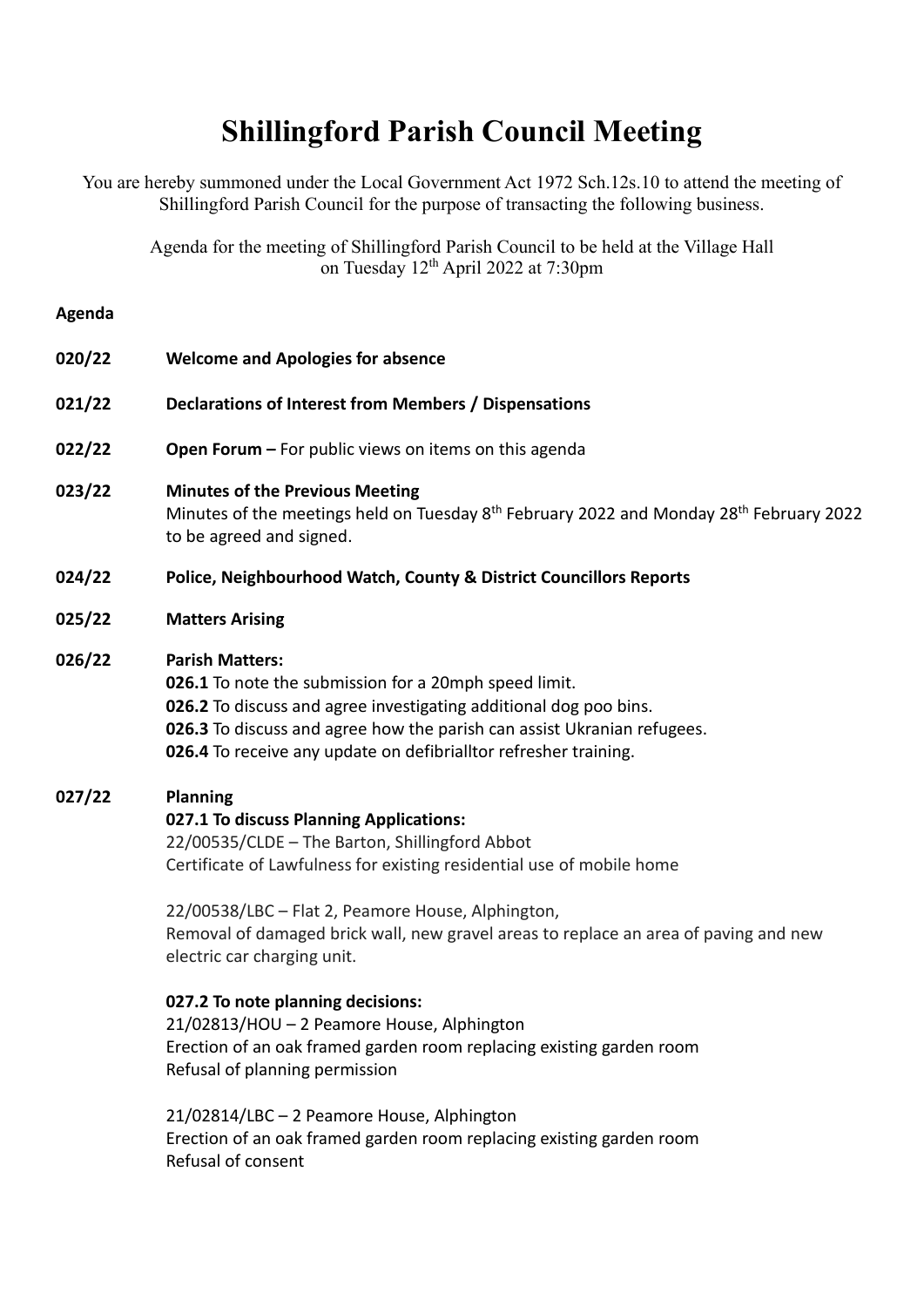# Shillingford Parish Council Meeting

You are hereby summoned under the Local Government Act 1972 Sch.12s.10 to attend the meeting of Shillingford Parish Council for the purpose of transacting the following business.

Agenda for the meeting of Shillingford Parish Council to be held at the Village Hall on Tuesday 12th April 2022 at 7:30pm

**Agenda**

**020/22 Welcome and Apologies for absence**

**021/22 Declarations of Interest from Members / Dispensations**

**022/22 Open Forum –** For public views on items on this agenda

**023/22 Minutes of the Previous Meeting**
Minutes of the meetings held on Tuesday 8th February 2022 and Monday 28th February 2022 to be agreed and signed.

**024/22 Police, Neighbourhood Watch, County & District Councillors Reports**

**025/22 Matters Arising**

**026/22 Parish Matters:**
**026.1** To note the submission for a 20mph speed limit.
**026.2** To discuss and agree investigating additional dog poo bins.
**026.3** To discuss and agree how the parish can assist Ukranian refugees.
**026.4** To receive any update on defibrialltor refresher training.

**027/22 Planning**
**027.1 To discuss Planning Applications:**
22/00535/CLDE – The Barton, Shillingford Abbot
Certificate of Lawfulness for existing residential use of mobile home

22/00538/LBC – Flat 2, Peamore House, Alphington,
Removal of damaged brick wall, new gravel areas to replace an area of paving and new electric car charging unit.

**027.2 To note planning decisions:**
21/02813/HOU – 2 Peamore House, Alphington
Erection of an oak framed garden room replacing existing garden room
Refusal of planning permission

21/02814/LBC – 2 Peamore House, Alphington
Erection of an oak framed garden room replacing existing garden room
Refusal of consent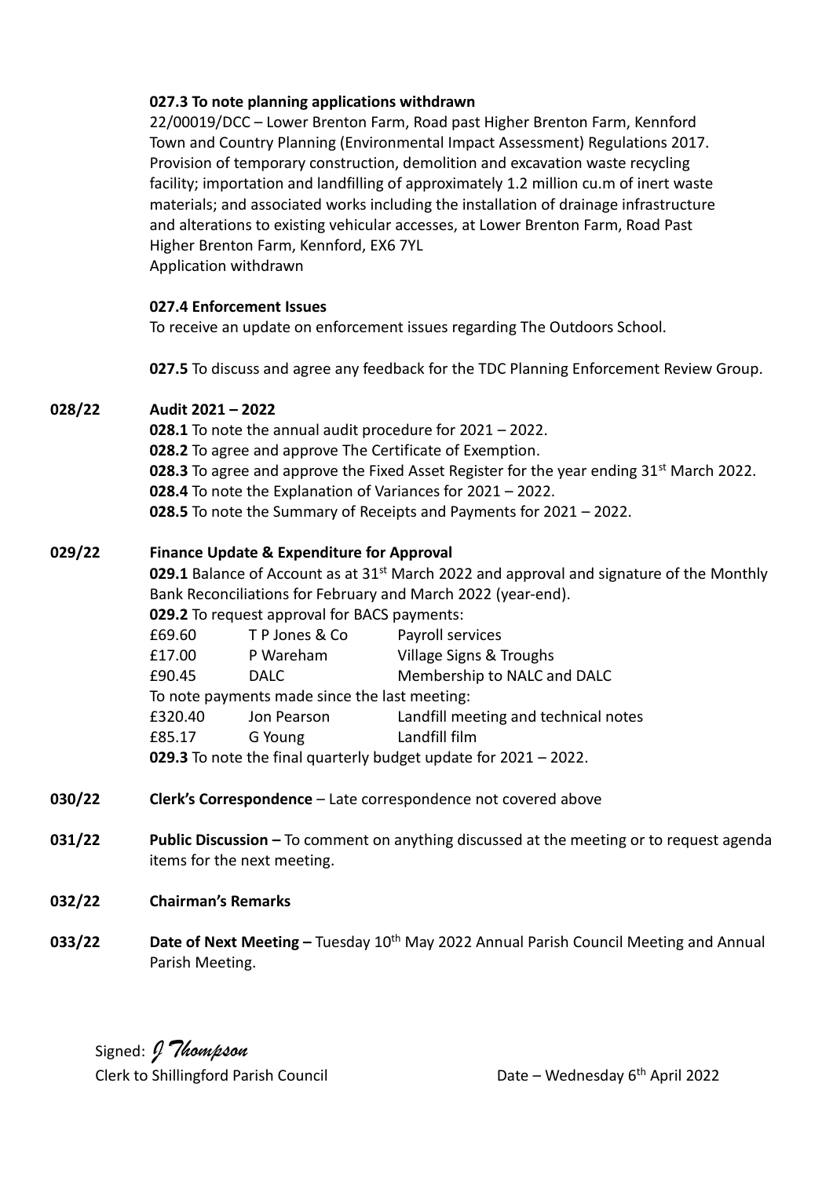**027.3 To note planning applications withdrawn**

22/00019/DCC – Lower Brenton Farm, Road past Higher Brenton Farm, Kennford
Town and Country Planning (Environmental Impact Assessment) Regulations 2017.
Provision of temporary construction, demolition and excavation waste recycling facility; importation and landfilling of approximately 1.2 million cu.m of inert waste materials; and associated works including the installation of drainage infrastructure and alterations to existing vehicular accesses, at Lower Brenton Farm, Road Past Higher Brenton Farm, Kennford, EX6 7YL
Application withdrawn

**027.4 Enforcement Issues**

To receive an update on enforcement issues regarding The Outdoors School.

**027.5** To discuss and agree any feedback for the TDC Planning Enforcement Review Group.

**028/22 Audit 2021 – 2022**

**028.1** To note the annual audit procedure for 2021 – 2022.
**028.2** To agree and approve The Certificate of Exemption.
**028.3** To agree and approve the Fixed Asset Register for the year ending 31st March 2022.
**028.4** To note the Explanation of Variances for 2021 – 2022.
**028.5** To note the Summary of Receipts and Payments for 2021 – 2022.

**029/22 Finance Update & Expenditure for Approval**

**029.1** Balance of Account as at 31st March 2022 and approval and signature of the Monthly Bank Reconciliations for February and March 2022 (year-end).

**029.2** To request approval for BACS payments:

| | | |
|---|---|---|
| £69.60 | T P Jones & Co | Payroll services |
| £17.00 | P Wareham | Village Signs & Troughs |
| £90.45 | DALC | Membership to NALC and DALC |

To note payments made since the last meeting:

| | | |
|---|---|---|
| £320.40 | Jon Pearson | Landfill meeting and technical notes |
| £85.17 | G Young | Landfill film |

**029.3** To note the final quarterly budget update for 2021 – 2022.

**030/22 Clerk's Correspondence** – Late correspondence not covered above

**031/22 Public Discussion –** To comment on anything discussed at the meeting or to request agenda items for the next meeting.

**032/22 Chairman's Remarks**

**033/22 Date of Next Meeting –** Tuesday 10th May 2022 Annual Parish Council Meeting and Annual Parish Meeting.

Signed: *J Thompson*
Clerk to Shillingford Parish Council

Date – Wednesday 6th April 2022